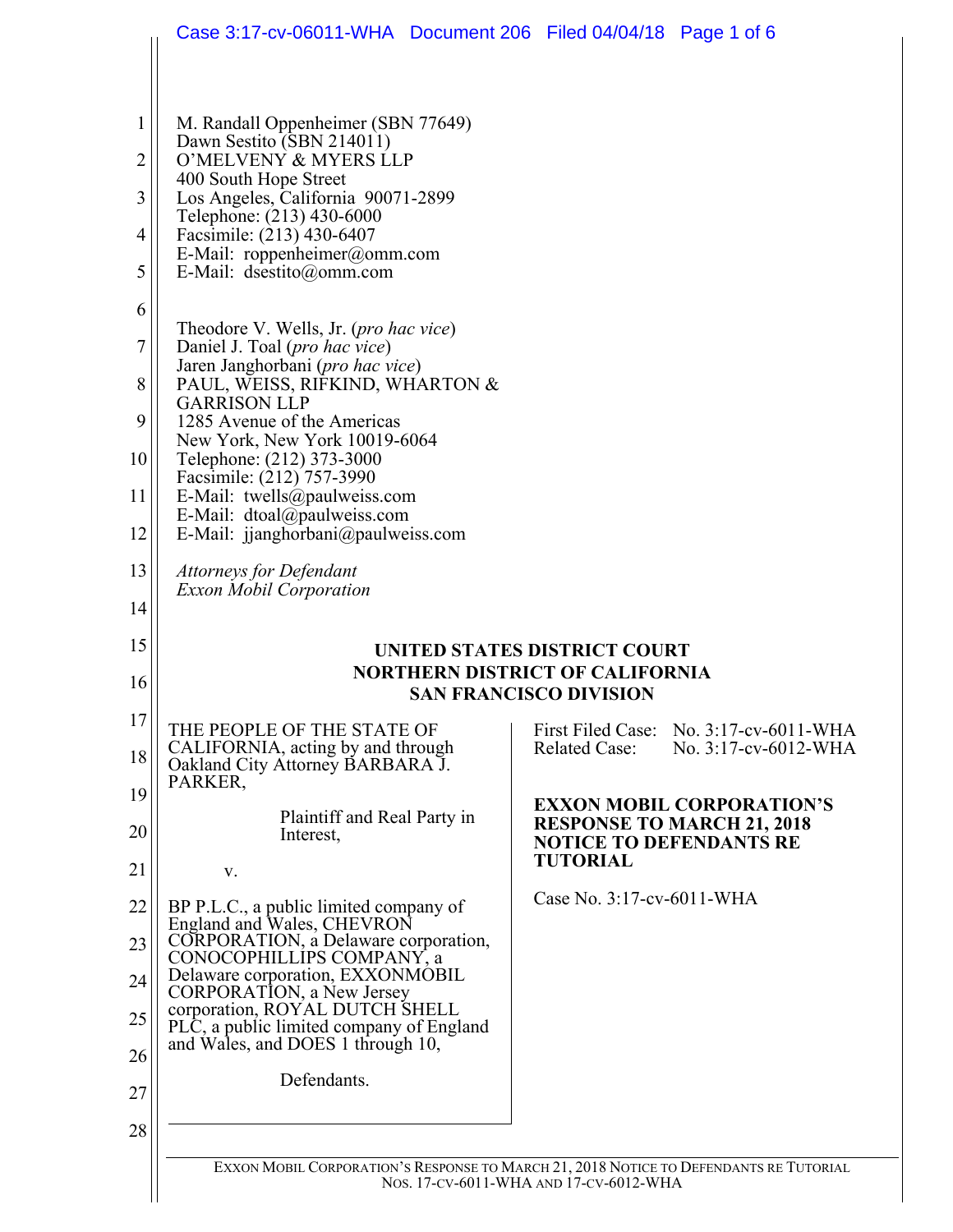M. Randall Oppenheimer (SBN 77649)
Dawn Sestito (SBN 214011)
O'MELVENY & MYERS LLP
400 South Hope Street
Los Angeles, California 90071-2899
Telephone: (213) 430-6000
Facsimile: (213) 430-6407
E-Mail: roppenheimer@omm.com
E-Mail: dsestito@omm.com

Theodore V. Wells, Jr. (*pro hac vice*)
Daniel J. Toal (*pro hac vice*)
Jaren Janghorbani (*pro hac vice*)
PAUL, WEISS, RIFKIND, WHARTON & GARRISON LLP
1285 Avenue of the Americas
New York, New York 10019-6064
Telephone: (212) 373-3000
Facsimile: (212) 757-3990
E-Mail: twells@paulweiss.com
E-Mail: dtoal@paulweiss.com
E-Mail: jjanghorbani@paulweiss.com

*Attorneys for Defendant Exxon Mobil Corporation*

**UNITED STATES DISTRICT COURT**
**NORTHERN DISTRICT OF CALIFORNIA**
**SAN FRANCISCO DIVISION**

THE PEOPLE OF THE STATE OF CALIFORNIA, acting by and through Oakland City Attorney BARBARA J. PARKER,

Plaintiff and Real Party in Interest,

v.

BP P.L.C., a public limited company of England and Wales, CHEVRON CORPORATION, a Delaware corporation, CONOCOPHILLIPS COMPANY, a Delaware corporation, EXXONMOBIL CORPORATION, a New Jersey corporation, ROYAL DUTCH SHELL PLC, a public limited company of England and Wales, and DOES 1 through 10,

Defendants.

First Filed Case: No. 3:17-cv-6011-WHA
Related Case: No. 3:17-cv-6012-WHA

**EXXON MOBIL CORPORATION'S RESPONSE TO MARCH 21, 2018 NOTICE TO DEFENDANTS RE TUTORIAL**

Case No. 3:17-cv-6011-WHA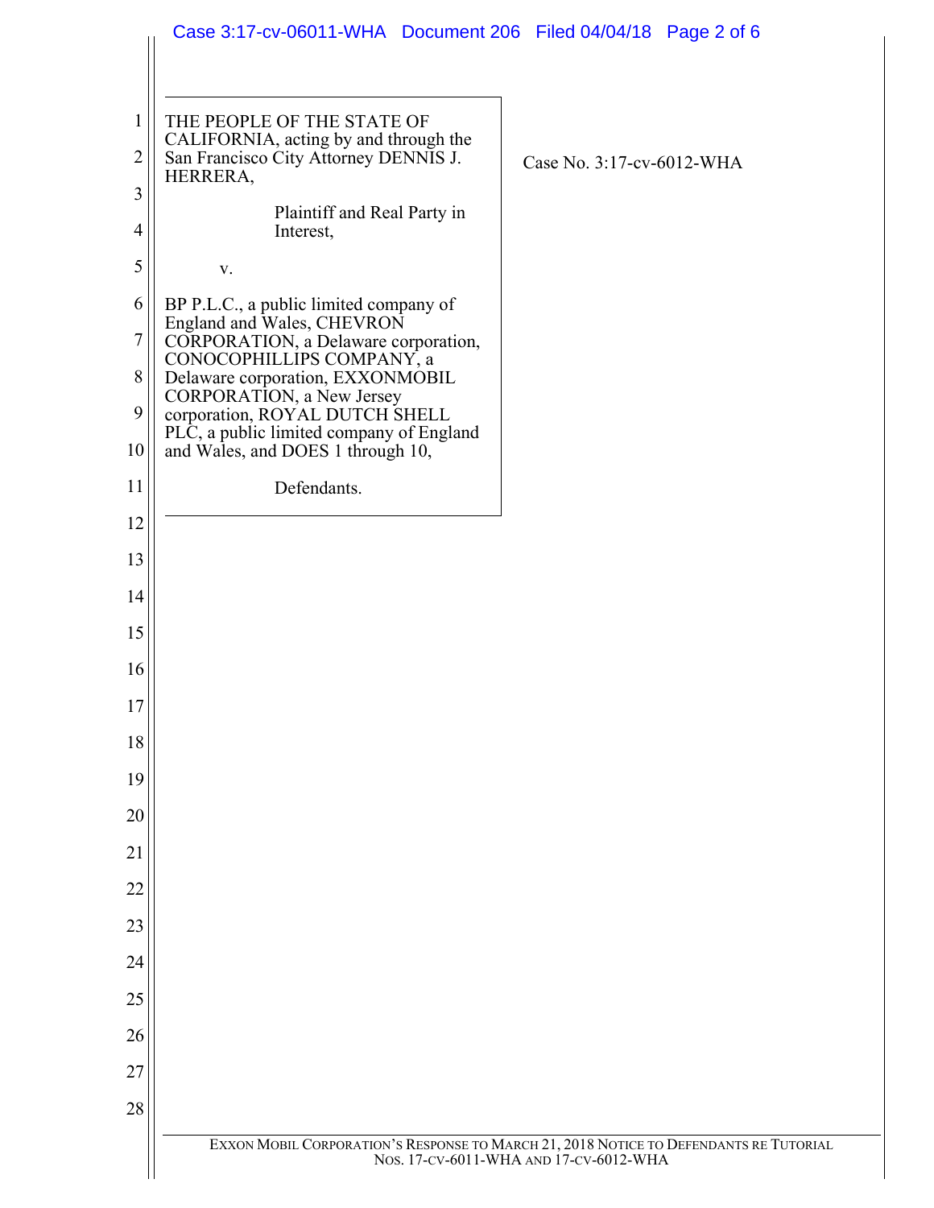THE PEOPLE OF THE STATE OF CALIFORNIA, acting by and through the San Francisco City Attorney DENNIS J. HERRERA,

Plaintiff and Real Party in Interest,

v.

BP P.L.C., a public limited company of England and Wales, CHEVRON CORPORATION, a Delaware corporation, CONOCOPHILLIPS COMPANY, a Delaware corporation, EXXONMOBIL CORPORATION, a New Jersey corporation, ROYAL DUTCH SHELL PLC, a public limited company of England and Wales, and DOES 1 through 10,

Defendants.

Case No. 3:17-cv-6012-WHA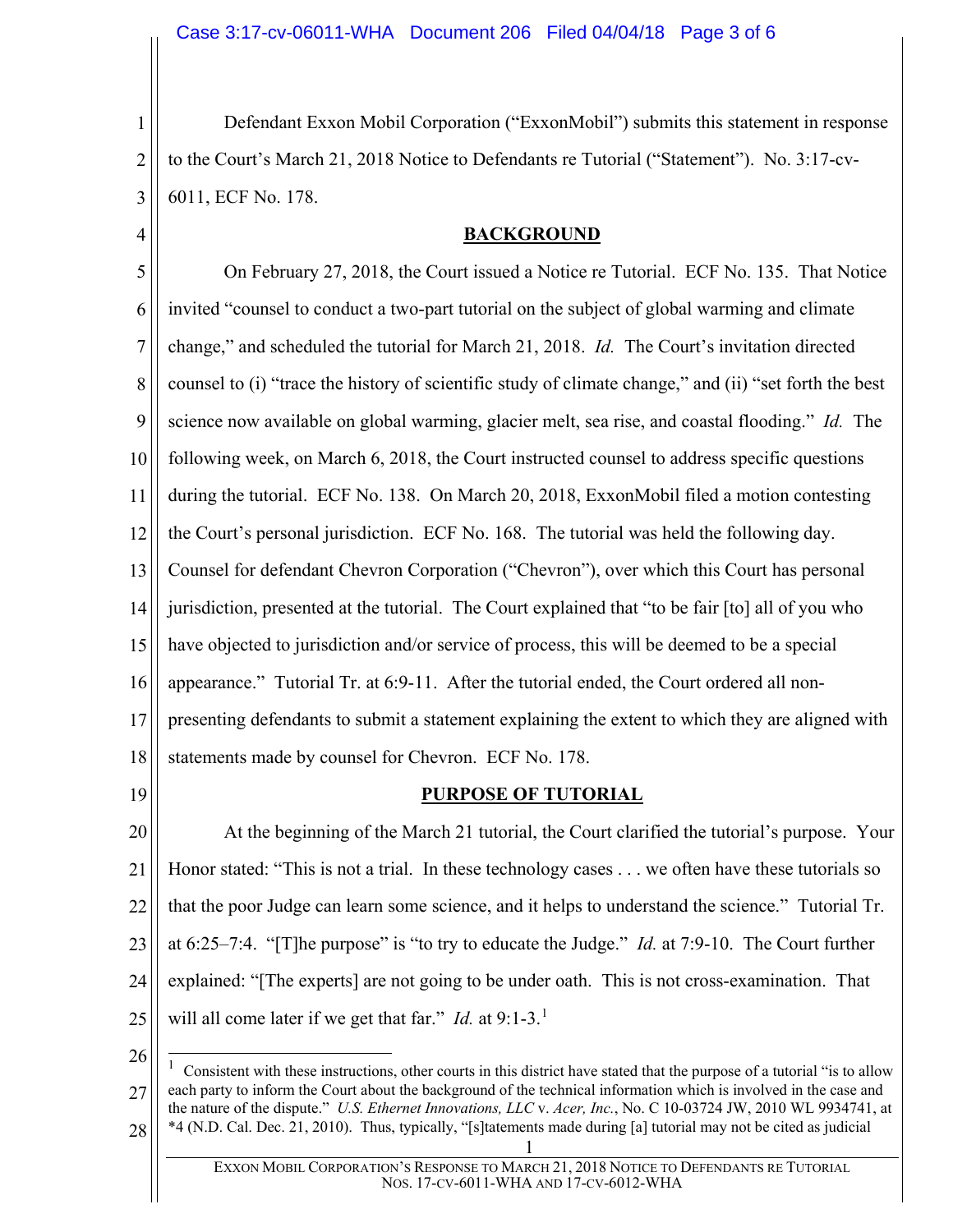Defendant Exxon Mobil Corporation ("ExxonMobil") submits this statement in response to the Court's March 21, 2018 Notice to Defendants re Tutorial ("Statement"). No. 3:17-cv-6011, ECF No. 178.

## BACKGROUND

On February 27, 2018, the Court issued a Notice re Tutorial. ECF No. 135. That Notice invited "counsel to conduct a two-part tutorial on the subject of global warming and climate change," and scheduled the tutorial for March 21, 2018. *Id.* The Court's invitation directed counsel to (i) "trace the history of scientific study of climate change," and (ii) "set forth the best science now available on global warming, glacier melt, sea rise, and coastal flooding." *Id.* The following week, on March 6, 2018, the Court instructed counsel to address specific questions during the tutorial. ECF No. 138. On March 20, 2018, ExxonMobil filed a motion contesting the Court's personal jurisdiction. ECF No. 168. The tutorial was held the following day. Counsel for defendant Chevron Corporation ("Chevron"), over which this Court has personal jurisdiction, presented at the tutorial. The Court explained that "to be fair [to] all of you who have objected to jurisdiction and/or service of process, this will be deemed to be a special appearance." Tutorial Tr. at 6:9-11. After the tutorial ended, the Court ordered all non-presenting defendants to submit a statement explaining the extent to which they are aligned with statements made by counsel for Chevron. ECF No. 178.

## PURPOSE OF TUTORIAL

At the beginning of the March 21 tutorial, the Court clarified the tutorial's purpose. Your Honor stated: "This is not a trial. In these technology cases . . . we often have these tutorials so that the poor Judge can learn some science, and it helps to understand the science." Tutorial Tr. at 6:25–7:4. "[T]he purpose" is "to try to educate the Judge." *Id.* at 7:9-10. The Court further explained: "[The experts] are not going to be under oath. This is not cross-examination. That will all come later if we get that far." *Id.* at 9:1-3.[1]

[1] Consistent with these instructions, other courts in this district have stated that the purpose of a tutorial "is to allow each party to inform the Court about the background of the technical information which is involved in the case and the nature of the dispute." *U.S. Ethernet Innovations, LLC* v. *Acer, Inc.*, No. C 10-03724 JW, 2010 WL 9934741, at *4 (N.D. Cal. Dec. 21, 2010). Thus, typically, "[s]tatements made during [a] tutorial may not be cited as judicial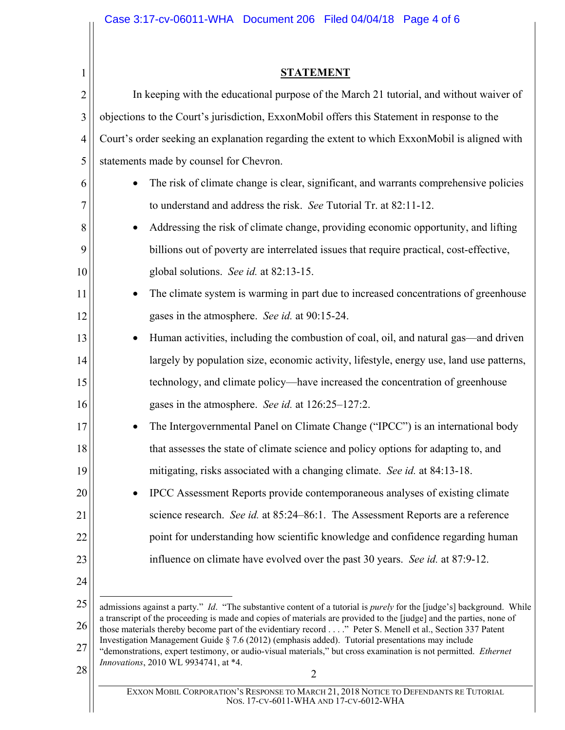## STATEMENT

In keeping with the educational purpose of the March 21 tutorial, and without waiver of objections to the Court's jurisdiction, ExxonMobil offers this Statement in response to the Court's order seeking an explanation regarding the extent to which ExxonMobil is aligned with statements made by counsel for Chevron.

- The risk of climate change is clear, significant, and warrants comprehensive policies to understand and address the risk. *See* Tutorial Tr. at 82:11-12.
- Addressing the risk of climate change, providing economic opportunity, and lifting billions out of poverty are interrelated issues that require practical, cost-effective, global solutions. *See id.* at 82:13-15.
- The climate system is warming in part due to increased concentrations of greenhouse gases in the atmosphere. *See id.* at 90:15-24.
- Human activities, including the combustion of coal, oil, and natural gas—and driven largely by population size, economic activity, lifestyle, energy use, land use patterns, technology, and climate policy—have increased the concentration of greenhouse gases in the atmosphere. *See id.* at 126:25–127:2.
- The Intergovernmental Panel on Climate Change ("IPCC") is an international body that assesses the state of climate science and policy options for adapting to, and mitigating, risks associated with a changing climate. *See id.* at 84:13-18.
- IPCC Assessment Reports provide contemporaneous analyses of existing climate science research. *See id.* at 85:24–86:1. The Assessment Reports are a reference point for understanding how scientific knowledge and confidence regarding human influence on climate have evolved over the past 30 years. *See id.* at 87:9-12.

---

admissions against a party." *Id*. "The substantive content of a tutorial is *purely* for the [judge's] background. While a transcript of the proceeding is made and copies of materials are provided to the [judge] and the parties, none of those materials thereby become part of the evidentiary record . . . ." Peter S. Menell et al., Section 337 Patent Investigation Management Guide § 7.6 (2012) (emphasis added). Tutorial presentations may include "demonstrations, expert testimony, or audio-visual materials," but cross examination is not permitted. *Ethernet Innovations*, 2010 WL 9934741, at *4.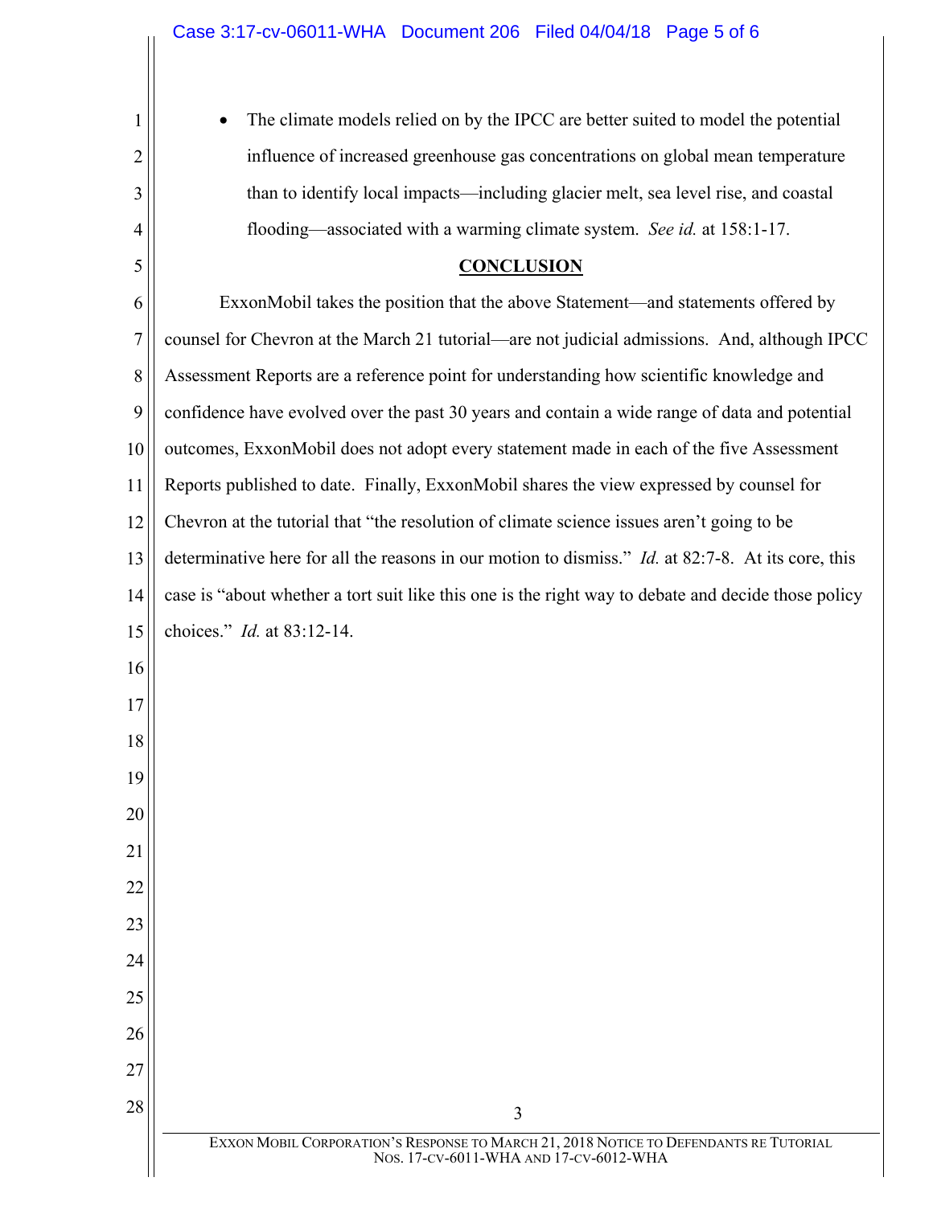- The climate models relied on by the IPCC are better suited to model the potential influence of increased greenhouse gas concentrations on global mean temperature than to identify local impacts—including glacier melt, sea level rise, and coastal flooding—associated with a warming climate system. *See id.* at 158:1-17.

## CONCLUSION

ExxonMobil takes the position that the above Statement—and statements offered by counsel for Chevron at the March 21 tutorial—are not judicial admissions. And, although IPCC Assessment Reports are a reference point for understanding how scientific knowledge and confidence have evolved over the past 30 years and contain a wide range of data and potential outcomes, ExxonMobil does not adopt every statement made in each of the five Assessment Reports published to date. Finally, ExxonMobil shares the view expressed by counsel for Chevron at the tutorial that "the resolution of climate science issues aren't going to be determinative here for all the reasons in our motion to dismiss." *Id.* at 82:7-8. At its core, this case is "about whether a tort suit like this one is the right way to debate and decide those policy choices." *Id.* at 83:12-14.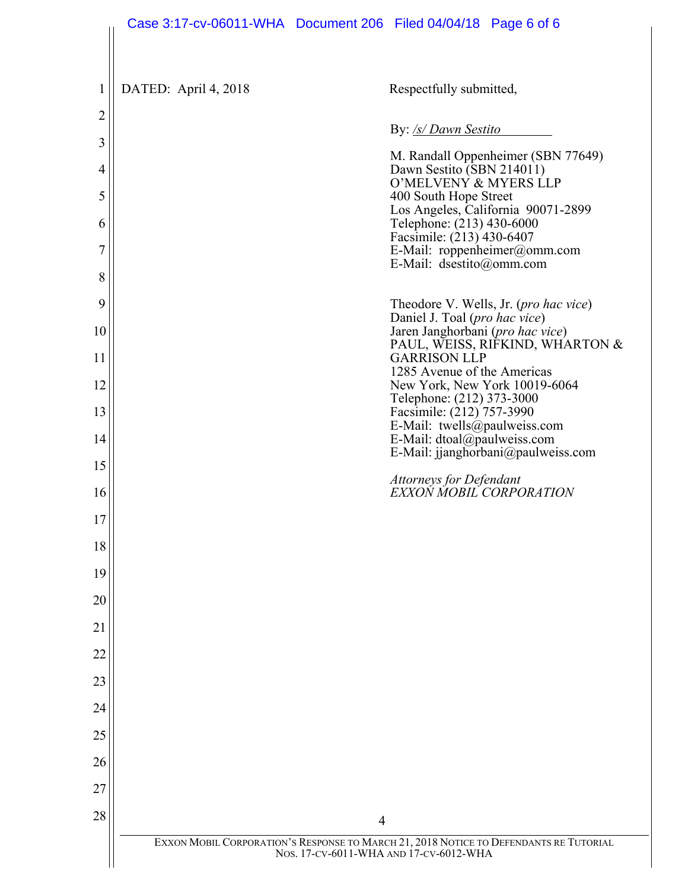DATED: April 4, 2018

Respectfully submitted,

By: */s/ Dawn Sestito*

M. Randall Oppenheimer (SBN 77649)
Dawn Sestito (SBN 214011)
O'MELVENY & MYERS LLP
400 South Hope Street
Los Angeles, California 90071-2899
Telephone: (213) 430-6000
Facsimile: (213) 430-6407
E-Mail: roppenheimer@omm.com
E-Mail: dsestito@omm.com

Theodore V. Wells, Jr. (*pro hac vice*)
Daniel J. Toal (*pro hac vice*)
Jaren Janghorbani (*pro hac vice*)
PAUL, WEISS, RIFKIND, WHARTON & GARRISON LLP
1285 Avenue of the Americas
New York, New York 10019-6064
Telephone: (212) 373-3000
Facsimile: (212) 757-3990
E-Mail: twells@paulweiss.com
E-Mail: dtoal@paulweiss.com
E-Mail: jjanghorbani@paulweiss.com

*Attorneys for Defendant*
*EXXON MOBIL CORPORATION*